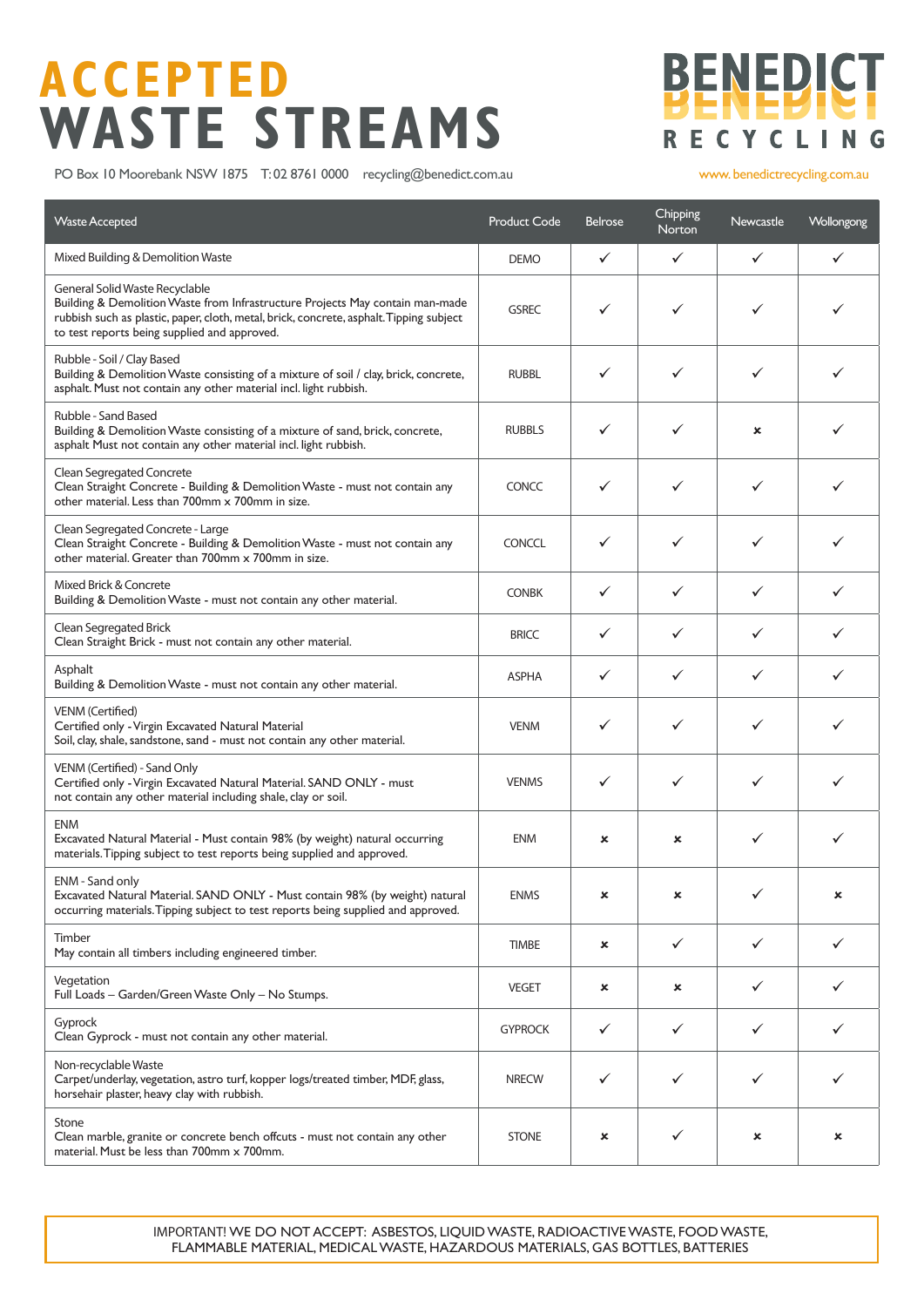# ACCEPTED WASTE STREAMS

**BENEDICT RECYCLING**

PO Box 10 Moorebank NSW 1875 T: 02 8761 0000 recycling@benedict.com.au

www.benedictrecycling.com.au

| Waste Accepted | Product Code | Belrose | Chipping Norton | Newcastle | Wollongong |
|---|---|---|---|---|---|
| Mixed Building & Demolition Waste | DEMO | ✓ | ✓ | ✓ | ✓ |
| General Solid Waste Recyclable<br>Building & Demolition Waste from Infrastructure Projects May contain man-made rubbish such as plastic, paper, cloth, metal, brick, concrete, asphalt. Tipping subject to test reports being supplied and approved. | GSREC | ✓ | ✓ | ✓ | ✓ |
| Rubble - Soil / Clay Based<br>Building & Demolition Waste consisting of a mixture of soil / clay, brick, concrete, asphalt. Must not contain any other material incl. light rubbish. | RUBBL | ✓ | ✓ | ✓ | ✓ |
| Rubble - Sand Based<br>Building & Demolition Waste consisting of a mixture of sand, brick, concrete, asphalt Must not contain any other material incl. light rubbish. | RUBBLS | ✓ | ✓ | ✗ | ✓ |
| Clean Segregated Concrete<br>Clean Straight Concrete - Building & Demolition Waste - must not contain any other material. Less than 700mm x 700mm in size. | CONCC | ✓ | ✓ | ✓ | ✓ |
| Clean Segregated Concrete - Large<br>Clean Straight Concrete - Building & Demolition Waste - must not contain any other material. Greater than 700mm x 700mm in size. | CONCCL | ✓ | ✓ | ✓ | ✓ |
| Mixed Brick & Concrete<br>Building & Demolition Waste - must not contain any other material. | CONBK | ✓ | ✓ | ✓ | ✓ |
| Clean Segregated Brick<br>Clean Straight Brick - must not contain any other material. | BRICC | ✓ | ✓ | ✓ | ✓ |
| Asphalt<br>Building & Demolition Waste - must not contain any other material. | ASPHA | ✓ | ✓ | ✓ | ✓ |
| VENM (Certified)<br>Certified only - Virgin Excavated Natural Material<br>Soil, clay, shale, sandstone, sand - must not contain any other material. | VENM | ✓ | ✓ | ✓ | ✓ |
| VENM (Certified) - Sand Only<br>Certified only - Virgin Excavated Natural Material. SAND ONLY - must not contain any other material including shale, clay or soil. | VENMS | ✓ | ✓ | ✓ | ✓ |
| ENM<br>Excavated Natural Material - Must contain 98% (by weight) natural occurring materials. Tipping subject to test reports being supplied and approved. | ENM | ✗ | ✗ | ✓ | ✓ |
| ENM - Sand only<br>Excavated Natural Material. SAND ONLY - Must contain 98% (by weight) natural occurring materials. Tipping subject to test reports being supplied and approved. | ENMS | ✗ | ✗ | ✓ | ✗ |
| Timber<br>May contain all timbers including engineered timber. | TIMBE | ✗ | ✓ | ✓ | ✓ |
| Vegetation<br>Full Loads – Garden/Green Waste Only – No Stumps. | VEGET | ✗ | ✗ | ✓ | ✓ |
| Gyprock<br>Clean Gyprock - must not contain any other material. | GYPROCK | ✓ | ✓ | ✓ | ✓ |
| Non-recyclable Waste<br>Carpet/underlay, vegetation, astro turf, kopper logs/treated timber, MDF, glass, horsehair plaster, heavy clay with rubbish. | NRECW | ✓ | ✓ | ✓ | ✓ |
| Stone<br>Clean marble, granite or concrete bench offcuts - must not contain any other material. Must be less than 700mm x 700mm. | STONE | ✗ | ✓ | ✗ | ✗ |

IMPORTANT! WE DO NOT ACCEPT: ASBESTOS, LIQUID WASTE, RADIOACTIVE WASTE, FOOD WASTE, FLAMMABLE MATERIAL, MEDICAL WASTE, HAZARDOUS MATERIALS, GAS BOTTLES, BATTERIES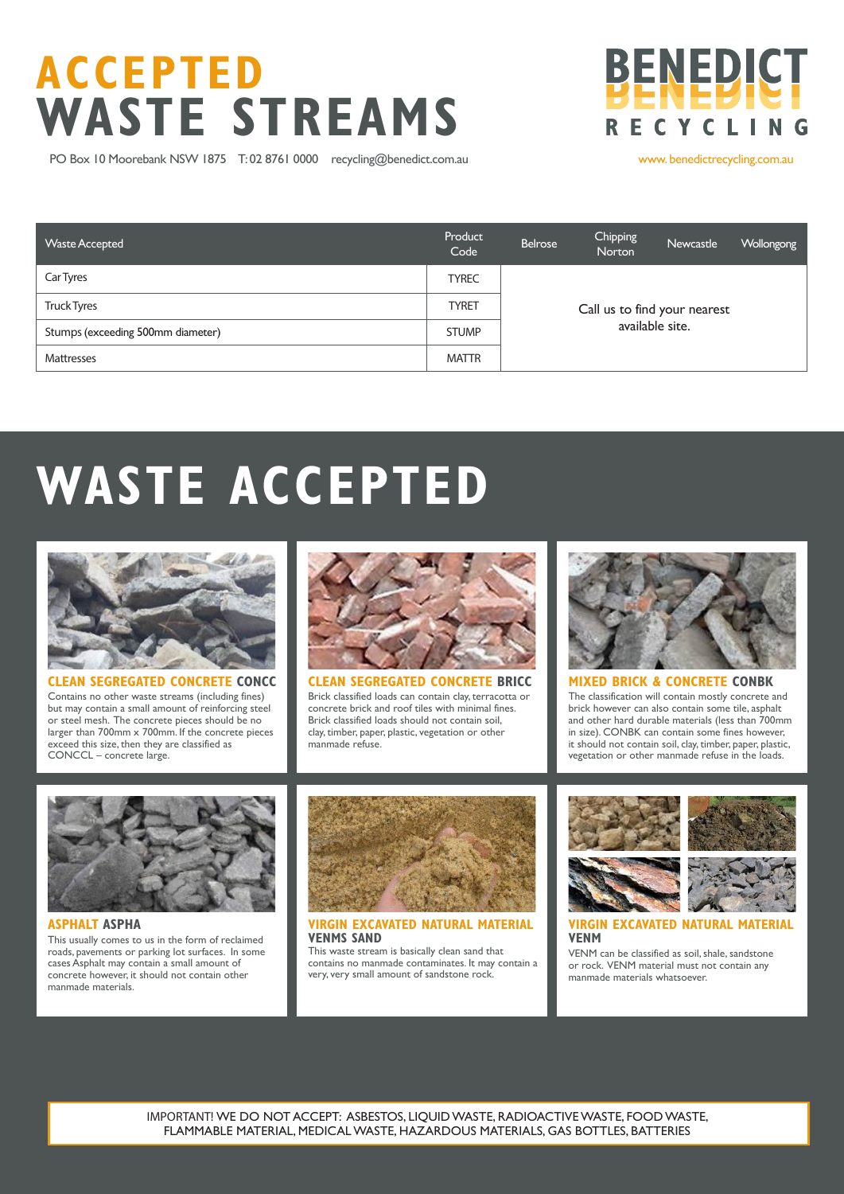# ACCEPTED WASTE STREAMS

PO Box 10 Moorebank NSW 1875 T: 02 8761 0000 recycling@benedict.com.au

BENEDICT RECYCLING

www.benedictrecycling.com.au

| Waste Accepted | Product Code | Belrose | Chipping Norton | Newcastle | Wollongong |
|---|---|---|---|---|---|
| Car Tyres | TYREC | Call us to find your nearest available site. | | | |
| Truck Tyres | TYRET | | | | |
| Stumps (exceeding 500mm diameter) | STUMP | | | | |
| Mattresses | MATTR | | | | |

# WASTE ACCEPTED

### CLEAN SEGREGATED CONCRETE CONCC

Contains no other waste streams (including fines) but may contain a small amount of reinforcing steel or steel mesh. The concrete pieces should be no larger than 700mm x 700mm. If the concrete pieces exceed this size, then they are classified as CONCCL – concrete large.

### CLEAN SEGREGATED CONCRETE BRICC

Brick classified loads can contain clay, terracotta or concrete brick and roof tiles with minimal fines. Brick classified loads should not contain soil, clay, timber, paper, plastic, vegetation or other manmade refuse.

### MIXED BRICK & CONCRETE CONBK

The classification will contain mostly concrete and brick however can also contain some tile, asphalt and other hard durable materials (less than 700mm in size). CONBK can contain some fines however, it should not contain soil, clay, timber, paper, plastic, vegetation or other manmade refuse in the loads.

### ASPHALT ASPHA

This usually comes to us in the form of reclaimed roads, pavements or parking lot surfaces. In some cases Asphalt may contain a small amount of concrete however, it should not contain other manmade materials.

### VIRGIN EXCAVATED NATURAL MATERIAL VENMS SAND

This waste stream is basically clean sand that contains no manmade contaminates. It may contain a very, very small amount of sandstone rock.

### VIRGIN EXCAVATED NATURAL MATERIAL VENM

VENM can be classified as soil, shale, sandstone or rock. VENM material must not contain any manmade materials whatsoever.

IMPORTANT! WE DO NOT ACCEPT: ASBESTOS, LIQUID WASTE, RADIOACTIVE WASTE, FOOD WASTE, FLAMMABLE MATERIAL, MEDICAL WASTE, HAZARDOUS MATERIALS, GAS BOTTLES, BATTERIES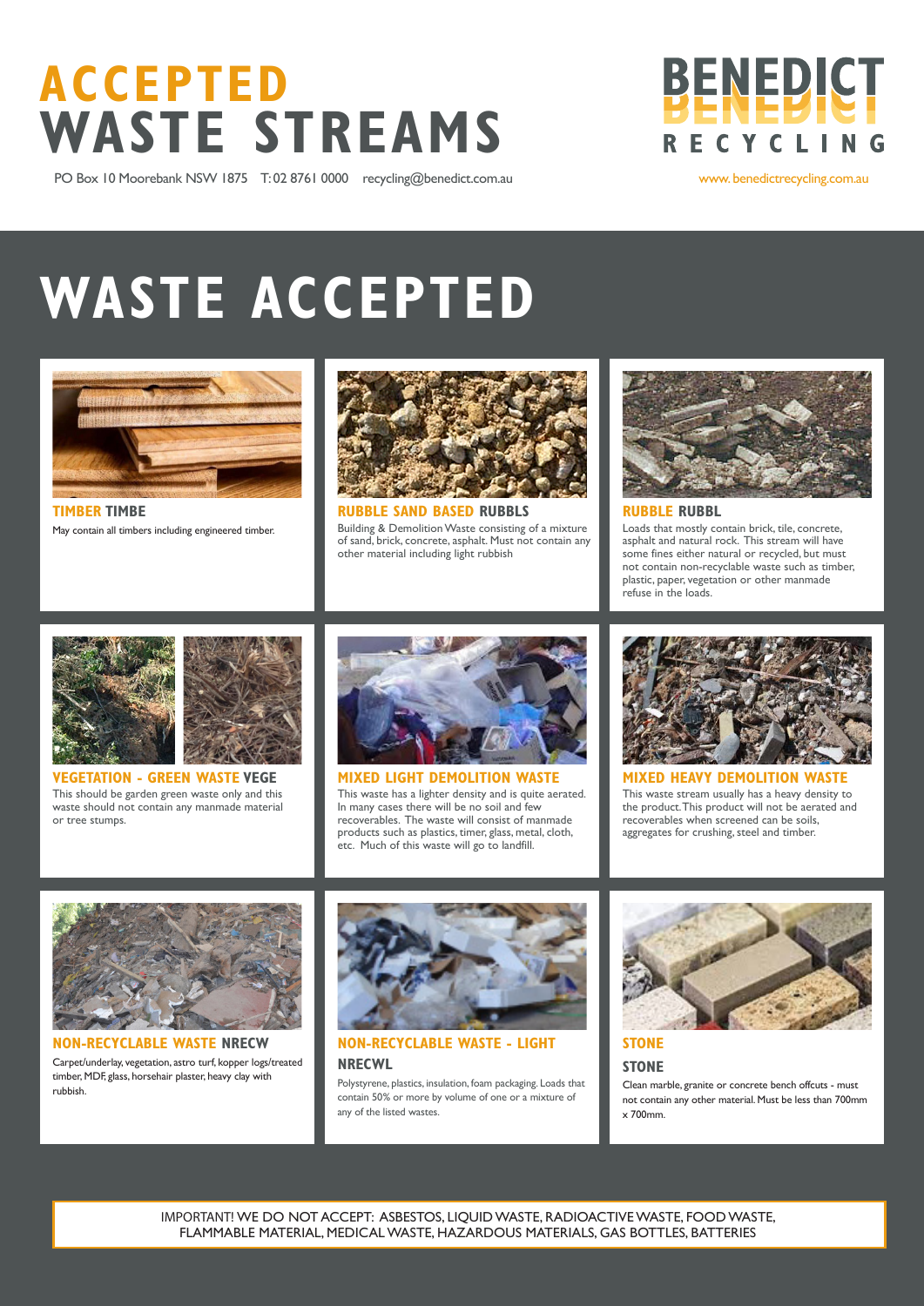# ACCEPTED WASTE STREAMS

PO Box 10 Moorebank NSW 1875 T: 02 8761 0000 recycling@benedict.com.au

BENEDICT RECYCLING

www.benedictrecycling.com.au

# WASTE ACCEPTED

### TIMBER TIMBE

May contain all timbers including engineered timber.

### RUBBLE SAND BASED RUBBLS

Building & Demolition Waste consisting of a mixture of sand, brick, concrete, asphalt. Must not contain any other material including light rubbish

### RUBBLE RUBBL

Loads that mostly contain brick, tile, concrete, asphalt and natural rock. This stream will have some fines either natural or recycled, but must not contain non-recyclable waste such as timber, plastic, paper, vegetation or other manmade refuse in the loads.

### VEGETATION - GREEN WASTE VEGE

This should be garden green waste only and this waste should not contain any manmade material or tree stumps.

### MIXED LIGHT DEMOLITION WASTE

This waste has a lighter density and is quite aerated. In many cases there will be no soil and few recoverables. The waste will consist of manmade products such as plastics, timer, glass, metal, cloth, etc. Much of this waste will go to landfill.

### MIXED HEAVY DEMOLITION WASTE

This waste stream usually has a heavy density to the product. This product will not be aerated and recoverables when screened can be soils, aggregates for crushing, steel and timber.

### NON-RECYCLABLE WASTE NRECW

Carpet/underlay, vegetation, astro turf, kopper logs/treated timber, MDF, glass, horsehair plaster, heavy clay with rubbish.

### NON-RECYCLABLE WASTE - LIGHT NRECWL

Polystyrene, plastics, insulation, foam packaging. Loads that contain 50% or more by volume of one or a mixture of any of the listed wastes.

### STONE STONE

Clean marble, granite or concrete bench offcuts - must not contain any other material. Must be less than 700mm x 700mm.

IMPORTANT! WE DO NOT ACCEPT: ASBESTOS, LIQUID WASTE, RADIOACTIVE WASTE, FOOD WASTE, FLAMMABLE MATERIAL, MEDICAL WASTE, HAZARDOUS MATERIALS, GAS BOTTLES, BATTERIES